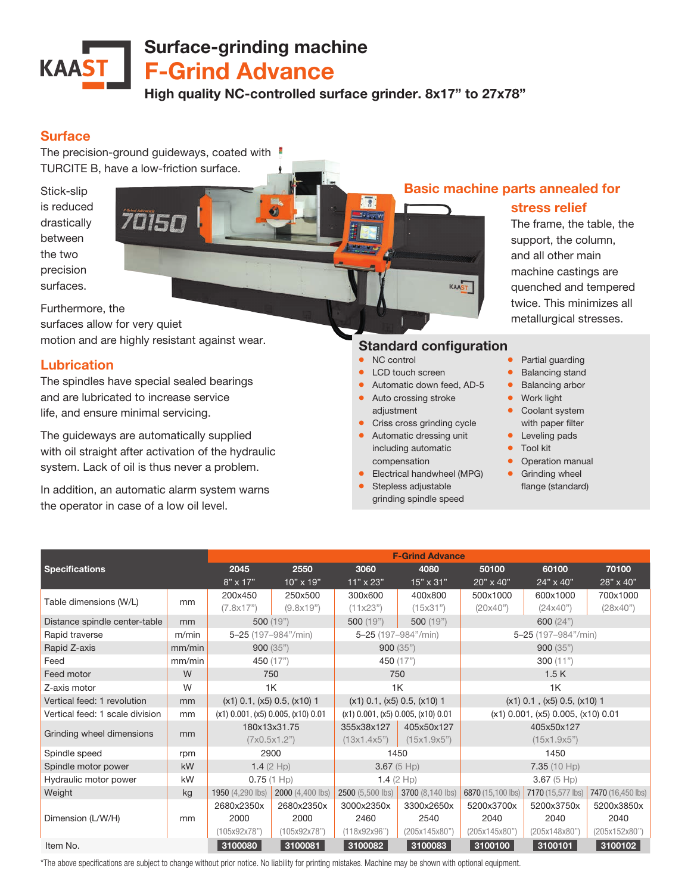# Surface-grinding machine

# F-Grind Advance

**High quality NC-controlled surface grinder. 8x17" to 27x78"**

## Surface

The precision-ground guideways, coated with TURCITE B, have a low-friction surface.

Stick-slip is reduced drastically between the two precision surfaces.

Furthermore, the surfaces allow for very quiet motion and are highly resistant against wear.

## Lubrication

The spindles have special sealed bearings and are lubricated to increase service life, and ensure minimal servicing.

The guideways are automatically supplied with oil straight after activation of the hydraulic system. Lack of oil is thus never a problem.

In addition, an automatic alarm system warns the operator in case of a low oil level.

## Basic machine parts annealed for stress relief

The frame, the table, the support, the column, and all other main machine castings are quenched and tempered twice. This minimizes all metallurgical stresses.

## Standard configuration

- NC control
- LCD touch screen
- Automatic down feed, AD-5
- Auto crossing stroke adjustment
- Criss cross grinding cycle
- Automatic dressing unit including automatic compensation
- Electrical handwheel (MPG)
- Stepless adjustable grinding spindle speed
- Partial guarding
- Balancing stand
- Balancing arbor
- Work light
- Coolant system with paper filter
- Leveling pads
- Tool kit
- Operation manual
- Grinding wheel flange (standard)

| Specifications | | F-Grind Advance | | | | | | |
|---|---|---|---|---|---|---|---|---|
| | | 2045 | 2550 | 3060 | 4080 | 50100 | 60100 | 70100 |
| | | 8" x 17" | 10" x 19" | 11" x 23" | 15" x 31" | 20" x 40" | 24" x 40" | 28" x 40" |
| Table dimensions (W/L) | mm | 200x450 (7.8x17") | 250x500 (9.8x19") | 300x600 (11x23") | 400x800 (15x31") | 500x1000 (20x40") | 600x1000 (24x40") | 700x1000 (28x40") |
| Distance spindle center-table | mm | 500 (19") | | 500 (19") | 500 (19") | 600 (24") | | |
| Rapid traverse | m/min | 5–25 (197–984"/min) | | 5–25 (197–984"/min) | | 5–25 (197–984"/min) | | |
| Rapid Z-axis | mm/min | 900 (35") | | 900 (35") | | 900 (35") | | |
| Feed | mm/min | 450 (17") | | 450 (17") | | 300 (11") | | |
| Feed motor | W | 750 | | 750 | | 1.5 K | | |
| Z-axis motor | W | 1K | | 1K | | 1K | | |
| Vertical feed: 1 revolution | mm | (x1) 0.1, (x5) 0.5, (x10) 1 | | (x1) 0.1, (x5) 0.5, (x10) 1 | | (x1) 0.1 , (x5) 0.5, (x10) 1 | | |
| Vertical feed: 1 scale division | mm | (x1) 0.001, (x5) 0.005, (x10) 0.01 | | (x1) 0.001, (x5) 0.005, (x10) 0.01 | | (x1) 0.001, (x5) 0.005, (x10) 0.01 | | |
| Grinding wheel dimensions | mm | 180x13x31.75 (7x0.5x1.2") | | 355x38x127 (13x1.4x5") | 405x50x127 (15x1.9x5") | 405x50x127 (15x1.9x5") | | |
| Spindle speed | rpm | 2900 | | 1450 | | 1450 | | |
| Spindle motor power | kW | 1.4 (2 Hp) | | 3.67 (5 Hp) | | 7.35 (10 Hp) | | |
| Hydraulic motor power | kW | 0.75 (1 Hp) | | 1.4 (2 Hp) | | 3.67 (5 Hp) | | |
| Weight | kg | 1950 (4,290 lbs) | 2000 (4,400 lbs) | 2500 (5,500 lbs) | 3700 (8,140 lbs) | 6870 (15,100 lbs) | 7170 (15,577 lbs) | 7470 (16,450 lbs) |
| Dimension (L/W/H) | mm | 2680x2350x 2000 (105x92x78") | 2680x2350x 2000 (105x92x78") | 3000x2350x 2460 (118x92x96") | 3300x2650x 2540 (205x145x80") | 5200x3700x 2040 (205x145x80") | 5200x3750x 2040 (205x148x80") | 5200x3850x 2040 (205x152x80") |
| Item No. | | 3100080 | 3100081 | 3100082 | 3100083 | 3100100 | 3100101 | 3100102 |

*The above specifications are subject to change without prior notice. No liability for printing mistakes. Machine may be shown with optional equipment.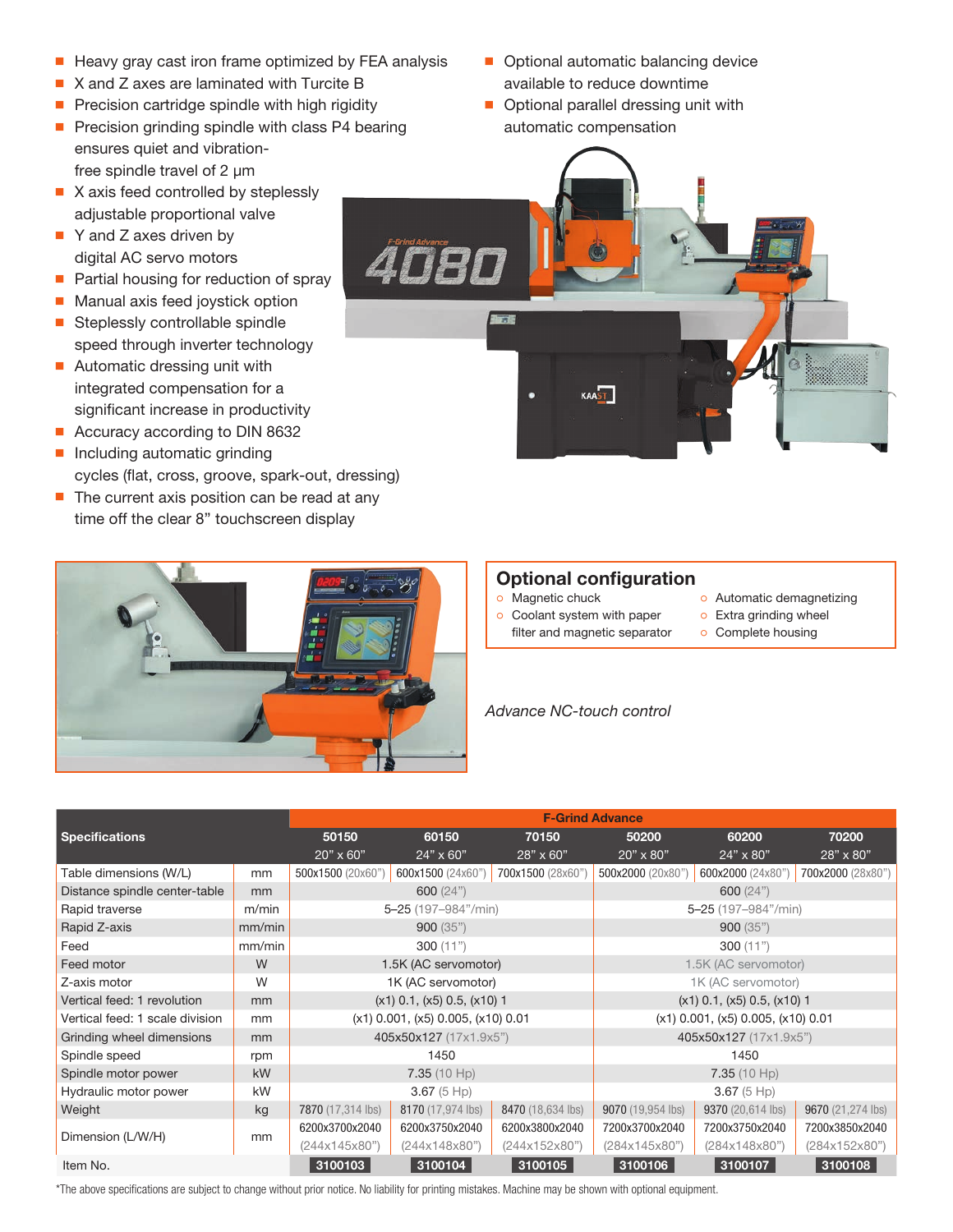- Heavy gray cast iron frame optimized by FEA analysis
- X and Z axes are laminated with Turcite B
- Precision cartridge spindle with high rigidity
- Precision grinding spindle with class P4 bearing ensures quiet and vibration-free spindle travel of 2 µm
- X axis feed controlled by steplessly adjustable proportional valve
- Y and Z axes driven by digital AC servo motors
- Partial housing for reduction of spray
- Manual axis feed joystick option
- Steplessly controllable spindle speed through inverter technology
- Automatic dressing unit with integrated compensation for a significant increase in productivity
- Accuracy according to DIN 8632
- Including automatic grinding cycles (flat, cross, groove, spark-out, dressing)
- The current axis position can be read at any time off the clear 8" touchscreen display
- Optional automatic balancing device available to reduce downtime
- Optional parallel dressing unit with automatic compensation

## Optional configuration

- Magnetic chuck
- Coolant system with paper filter and magnetic separator
- Automatic demagnetizing
- Extra grinding wheel
- Complete housing

*Advance NC-touch control*

| Specifications | | F-Grind Advance | | | | | |
|---|---|---|---|---|---|---|---|
| | | 50150 20" x 60" | 60150 24" x 60" | 70150 28" x 60" | 50200 20" x 80" | 60200 24" x 80" | 70200 28" x 80" |
| Table dimensions (W/L) | mm | 500x1500 (20x60") | 600x1500 (24x60") | 700x1500 (28x60") | 500x2000 (20x80") | 600x2000 (24x80") | 700x2000 (28x80") |
| Distance spindle center-table | mm | 600 (24") | | | 600 (24") | | |
| Rapid traverse | m/min | 5–25 (197–984"/min) | | | 5–25 (197–984"/min) | | |
| Rapid Z-axis | mm/min | 900 (35") | | | 900 (35") | | |
| Feed | mm/min | 300 (11") | | | 300 (11") | | |
| Feed motor | W | 1.5K (AC servomotor) | | | 1.5K (AC servomotor) | | |
| Z-axis motor | W | 1K (AC servomotor) | | | 1K (AC servomotor) | | |
| Vertical feed: 1 revolution | mm | (x1) 0.1, (x5) 0.5, (x10) 1 | | | (x1) 0.1, (x5) 0.5, (x10) 1 | | |
| Vertical feed: 1 scale division | mm | (x1) 0.001, (x5) 0.005, (x10) 0.01 | | | (x1) 0.001, (x5) 0.005, (x10) 0.01 | | |
| Grinding wheel dimensions | mm | 405x50x127 (17x1.9x5") | | | 405x50x127 (17x1.9x5") | | |
| Spindle speed | rpm | 1450 | | | 1450 | | |
| Spindle motor power | kW | 7.35 (10 Hp) | | | 7.35 (10 Hp) | | |
| Hydraulic motor power | kW | 3.67 (5 Hp) | | | 3.67 (5 Hp) | | |
| Weight | kg | 7870 (17,314 lbs) | 8170 (17,974 lbs) | 8470 (18,634 lbs) | 9070 (19,954 lbs) | 9370 (20,614 lbs) | 9670 (21,274 lbs) |
| Dimension (L/W/H) | mm | 6200x3700x2040 (244x145x80") | 6200x3750x2040 (244x148x80") | 6200x3800x2040 (244x152x80") | 7200x3700x2040 (284x145x80") | 7200x3750x2040 (284x148x80") | 7200x3850x2040 (284x152x80") |
| Item No. | | 3100103 | 3100104 | 3100105 | 3100106 | 3100107 | 3100108 |

*The above specifications are subject to change without prior notice. No liability for printing mistakes. Machine may be shown with optional equipment.